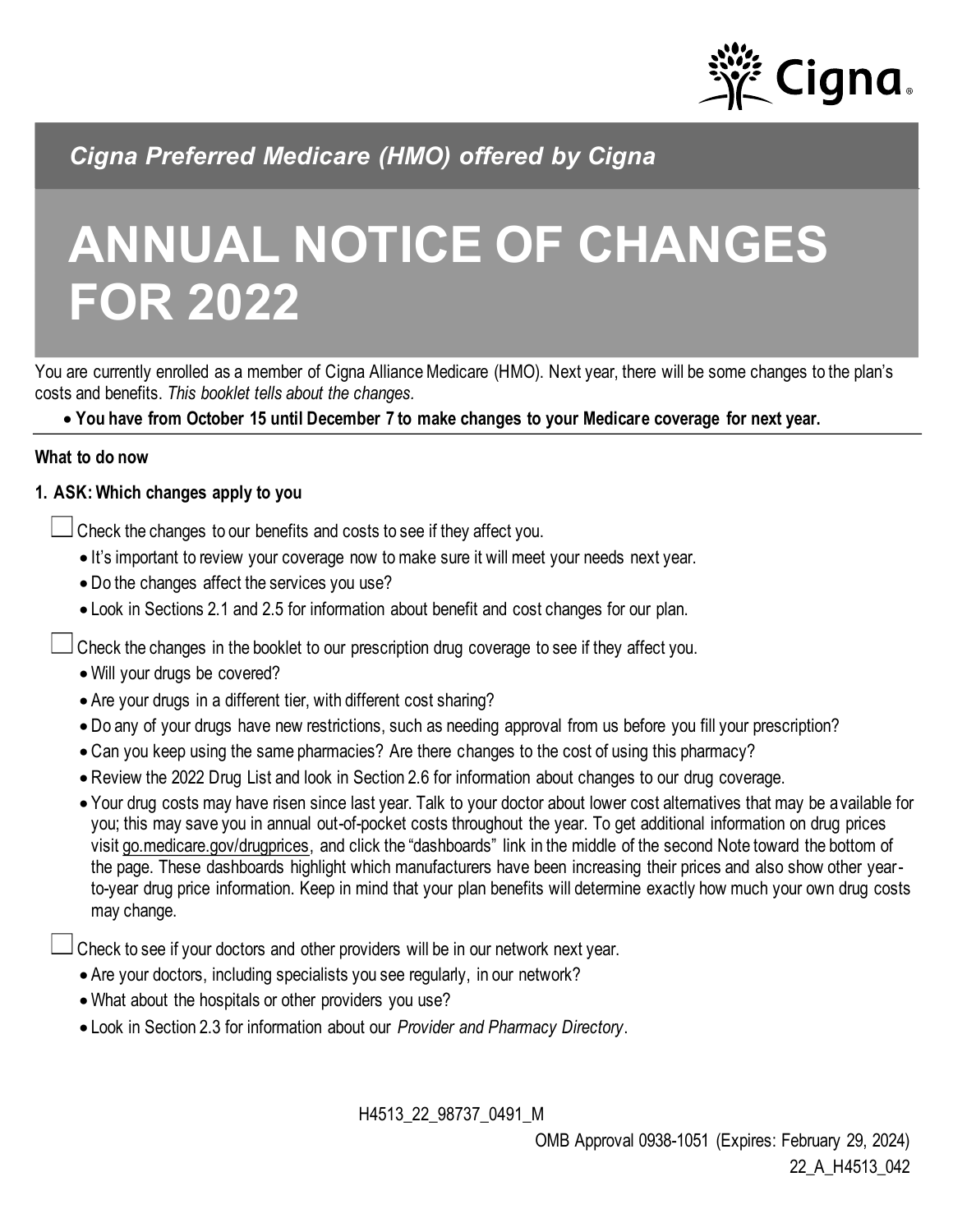*Cigna Preferred Medicare (HMO) offered by Cigna*

# ANNUAL NOTICE OF CHANGES FOR 2022

You are currently enrolled as a member of Cigna Alliance Medicare (HMO). Next year, there will be some changes to the plan's costs and benefits. *This booklet tells about the changes.*

- **You have from October 15 until December 7 to make changes to your Medicare coverage for next year.**

---

**What to do now**

**1. ASK: Which changes apply to you**

☐ Check the changes to our benefits and costs to see if they affect you.

- It's important to review your coverage now to make sure it will meet your needs next year.
- Do the changes affect the services you use?
- Look in Sections 2.1 and 2.5 for information about benefit and cost changes for our plan.

☐ Check the changes in the booklet to our prescription drug coverage to see if they affect you.

- Will your drugs be covered?
- Are your drugs in a different tier, with different cost sharing?
- Do any of your drugs have new restrictions, such as needing approval from us before you fill your prescription?
- Can you keep using the same pharmacies? Are there changes to the cost of using this pharmacy?
- Review the 2022 Drug List and look in Section 2.6 for information about changes to our drug coverage.
- Your drug costs may have risen since last year. Talk to your doctor about lower cost alternatives that may be available for you; this may save you in annual out-of-pocket costs throughout the year. To get additional information on drug prices visit go.medicare.gov/drugprices, and click the "dashboards" link in the middle of the second Note toward the bottom of the page. These dashboards highlight which manufacturers have been increasing their prices and also show other year-to-year drug price information. Keep in mind that your plan benefits will determine exactly how much your own drug costs may change.

☐ Check to see if your doctors and other providers will be in our network next year.

- Are your doctors, including specialists you see regularly, in our network?
- What about the hospitals or other providers you use?
- Look in Section 2.3 for information about our *Provider and Pharmacy Directory*.

H4513_22_98737_0491_M

OMB Approval 0938-1051 (Expires: February 29, 2024)

22_A_H4513_042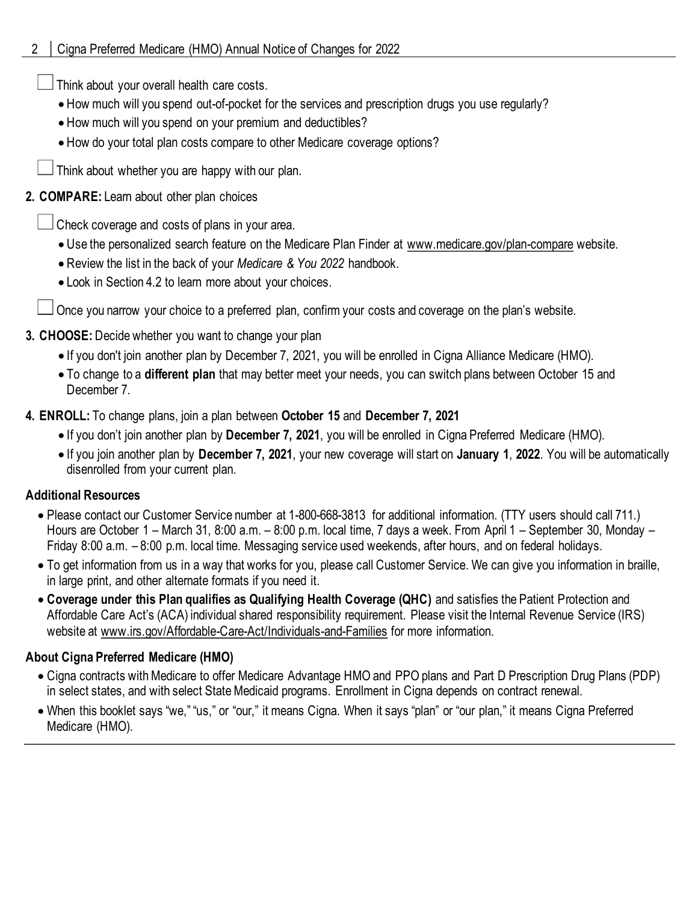☐ Think about your overall health care costs.

- How much will you spend out-of-pocket for the services and prescription drugs you use regularly?
- How much will you spend on your premium and deductibles?
- How do your total plan costs compare to other Medicare coverage options?

☐ Think about whether you are happy with our plan.

**2. COMPARE:** Learn about other plan choices

☐ Check coverage and costs of plans in your area.

- Use the personalized search feature on the Medicare Plan Finder at www.medicare.gov/plan-compare website.
- Review the list in the back of your *Medicare & You 2022* handbook.
- Look in Section 4.2 to learn more about your choices.

☐ Once you narrow your choice to a preferred plan, confirm your costs and coverage on the plan's website.

**3. CHOOSE:** Decide whether you want to change your plan

- If you don't join another plan by December 7, 2021, you will be enrolled in Cigna Alliance Medicare (HMO).
- To change to a **different plan** that may better meet your needs, you can switch plans between October 15 and December 7.

**4. ENROLL:** To change plans, join a plan between **October 15** and **December 7, 2021**

- If you don't join another plan by **December 7, 2021**, you will be enrolled in Cigna Preferred Medicare (HMO).
- If you join another plan by **December 7, 2021**, your new coverage will start on **January 1**, **2022**. You will be automatically disenrolled from your current plan.

### Additional Resources

- Please contact our Customer Service number at 1-800-668-3813 for additional information. (TTY users should call 711.) Hours are October 1 – March 31, 8:00 a.m. – 8:00 p.m. local time, 7 days a week. From April 1 – September 30, Monday – Friday 8:00 a.m. – 8:00 p.m. local time. Messaging service used weekends, after hours, and on federal holidays.
- To get information from us in a way that works for you, please call Customer Service. We can give you information in braille, in large print, and other alternate formats if you need it.
- **Coverage under this Plan qualifies as Qualifying Health Coverage (QHC)** and satisfies the Patient Protection and Affordable Care Act's (ACA) individual shared responsibility requirement. Please visit the Internal Revenue Service (IRS) website at www.irs.gov/Affordable-Care-Act/Individuals-and-Families for more information.

### About Cigna Preferred Medicare (HMO)

- Cigna contracts with Medicare to offer Medicare Advantage HMO and PPO plans and Part D Prescription Drug Plans (PDP) in select states, and with select State Medicaid programs. Enrollment in Cigna depends on contract renewal.
- When this booklet says "we," "us," or "our," it means Cigna. When it says "plan" or "our plan," it means Cigna Preferred Medicare (HMO).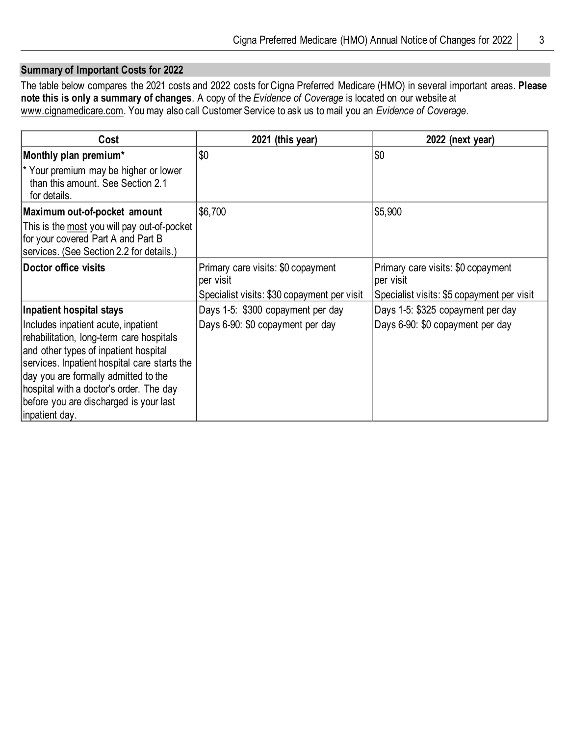## Summary of Important Costs for 2022

The table below compares the 2021 costs and 2022 costs for Cigna Preferred Medicare (HMO) in several important areas. **Please note this is only a summary of changes**. A copy of the *Evidence of Coverage* is located on our website at www.cignamedicare.com. You may also call Customer Service to ask us to mail you an *Evidence of Coverage*.

| Cost | 2021 (this year) | 2022 (next year) |
|---|---|---|
| **Monthly plan premium*** <br> * Your premium may be higher or lower than this amount. See Section 2.1 for details. | $0 | $0 |
| **Maximum out-of-pocket amount** <br> This is the most you will pay out-of-pocket for your covered Part A and Part B services. (See Section 2.2 for details.) | $6,700 | $5,900 |
| **Doctor office visits** | Primary care visits: $0 copayment per visit <br> Specialist visits: $30 copayment per visit | Primary care visits: $0 copayment per visit <br> Specialist visits: $5 copayment per visit |
| **Inpatient hospital stays** <br> Includes inpatient acute, inpatient rehabilitation, long-term care hospitals and other types of inpatient hospital services. Inpatient hospital care starts the day you are formally admitted to the hospital with a doctor's order. The day before you are discharged is your last inpatient day. | Days 1-5: $300 copayment per day <br> Days 6-90: $0 copayment per day | Days 1-5: $325 copayment per day <br> Days 6-90: $0 copayment per day |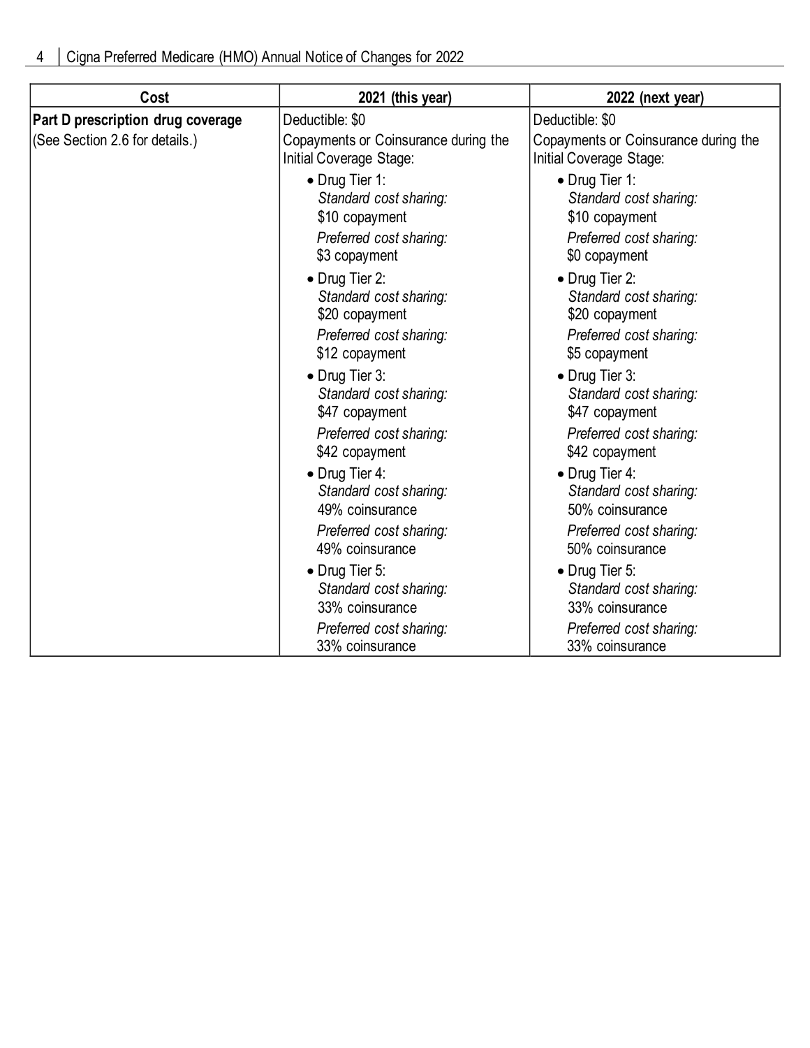| Cost | 2021 (this year) | 2022 (next year) |
|---|---|---|
| **Part D prescription drug coverage**<br>(See Section 2.6 for details.) | Deductible: $0<br>Copayments or Coinsurance during the Initial Coverage Stage:<br>• Drug Tier 1:<br>*Standard cost sharing:*<br>$10 copayment<br>*Preferred cost sharing:*<br>$3 copayment<br>• Drug Tier 2:<br>*Standard cost sharing:*<br>$20 copayment<br>*Preferred cost sharing:*<br>$12 copayment<br>• Drug Tier 3:<br>*Standard cost sharing:*<br>$47 copayment<br>*Preferred cost sharing:*<br>$42 copayment<br>• Drug Tier 4:<br>*Standard cost sharing:*<br>49% coinsurance<br>*Preferred cost sharing:*<br>49% coinsurance<br>• Drug Tier 5:<br>*Standard cost sharing:*<br>33% coinsurance<br>*Preferred cost sharing:*<br>33% coinsurance | Deductible: $0<br>Copayments or Coinsurance during the Initial Coverage Stage:<br>• Drug Tier 1:<br>*Standard cost sharing:*<br>$10 copayment<br>*Preferred cost sharing:*<br>$0 copayment<br>• Drug Tier 2:<br>*Standard cost sharing:*<br>$20 copayment<br>*Preferred cost sharing:*<br>$5 copayment<br>• Drug Tier 3:<br>*Standard cost sharing:*<br>$47 copayment<br>*Preferred cost sharing:*<br>$42 copayment<br>• Drug Tier 4:<br>*Standard cost sharing:*<br>50% coinsurance<br>*Preferred cost sharing:*<br>50% coinsurance<br>• Drug Tier 5:<br>*Standard cost sharing:*<br>33% coinsurance<br>*Preferred cost sharing:*<br>33% coinsurance |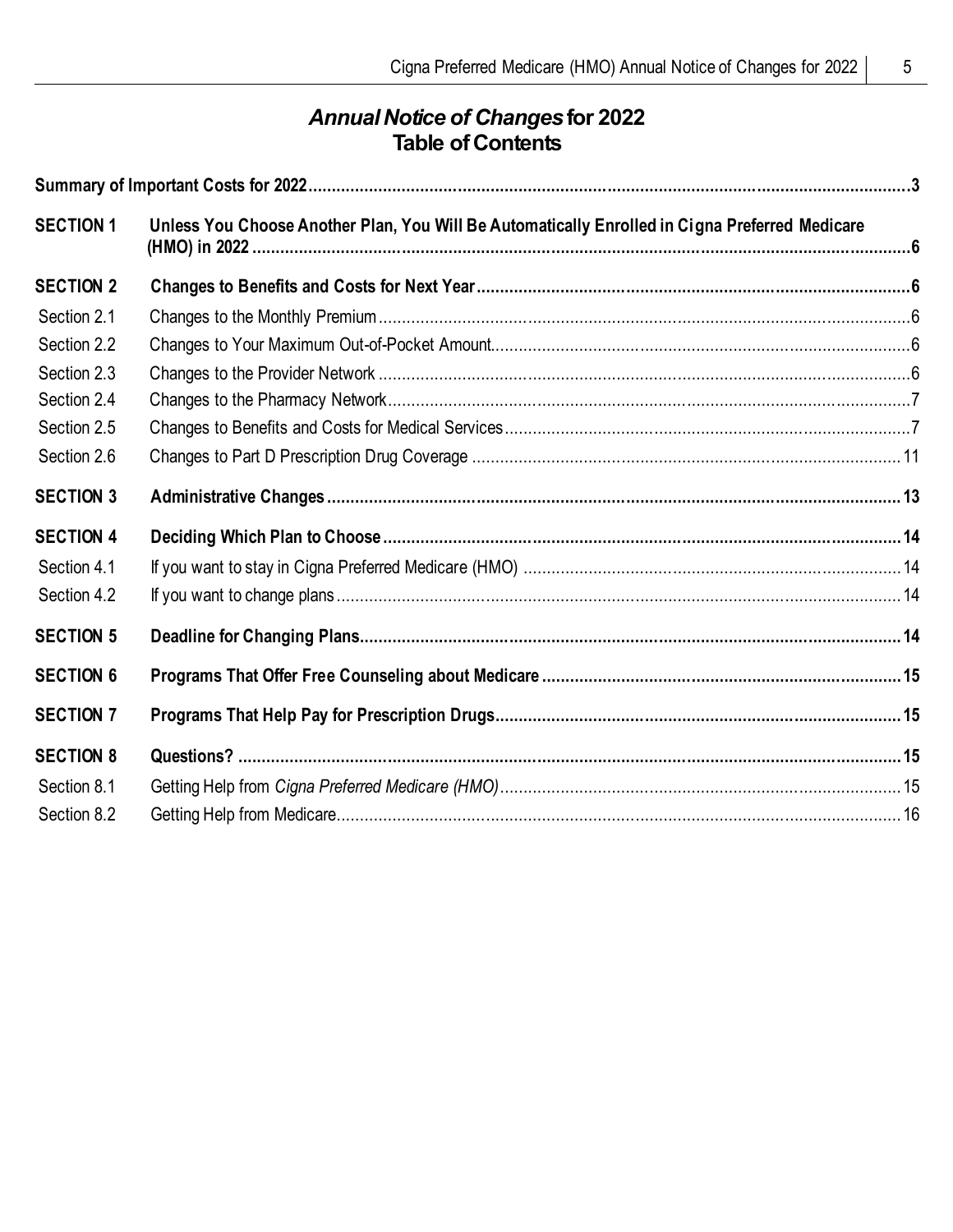# *Annual Notice of Changes* for 2022
## Table of Contents

| | | |
|---|---|---|
| **Summary of Important Costs for 2022** | | **3** |
| **SECTION 1** | **Unless You Choose Another Plan, You Will Be Automatically Enrolled in Cigna Preferred Medicare (HMO) in 2022** | **6** |
| **SECTION 2** | **Changes to Benefits and Costs for Next Year** | **6** |
| Section 2.1 | Changes to the Monthly Premium | 6 |
| Section 2.2 | Changes to Your Maximum Out-of-Pocket Amount | 6 |
| Section 2.3 | Changes to the Provider Network | 6 |
| Section 2.4 | Changes to the Pharmacy Network | 7 |
| Section 2.5 | Changes to Benefits and Costs for Medical Services | 7 |
| Section 2.6 | Changes to Part D Prescription Drug Coverage | 11 |
| **SECTION 3** | **Administrative Changes** | **13** |
| **SECTION 4** | **Deciding Which Plan to Choose** | **14** |
| Section 4.1 | If you want to stay in Cigna Preferred Medicare (HMO) | 14 |
| Section 4.2 | If you want to change plans | 14 |
| **SECTION 5** | **Deadline for Changing Plans** | **14** |
| **SECTION 6** | **Programs That Offer Free Counseling about Medicare** | **15** |
| **SECTION 7** | **Programs That Help Pay for Prescription Drugs** | **15** |
| **SECTION 8** | **Questions?** | **15** |
| Section 8.1 | Getting Help from *Cigna Preferred Medicare (HMO)* | 15 |
| Section 8.2 | Getting Help from Medicare | 16 |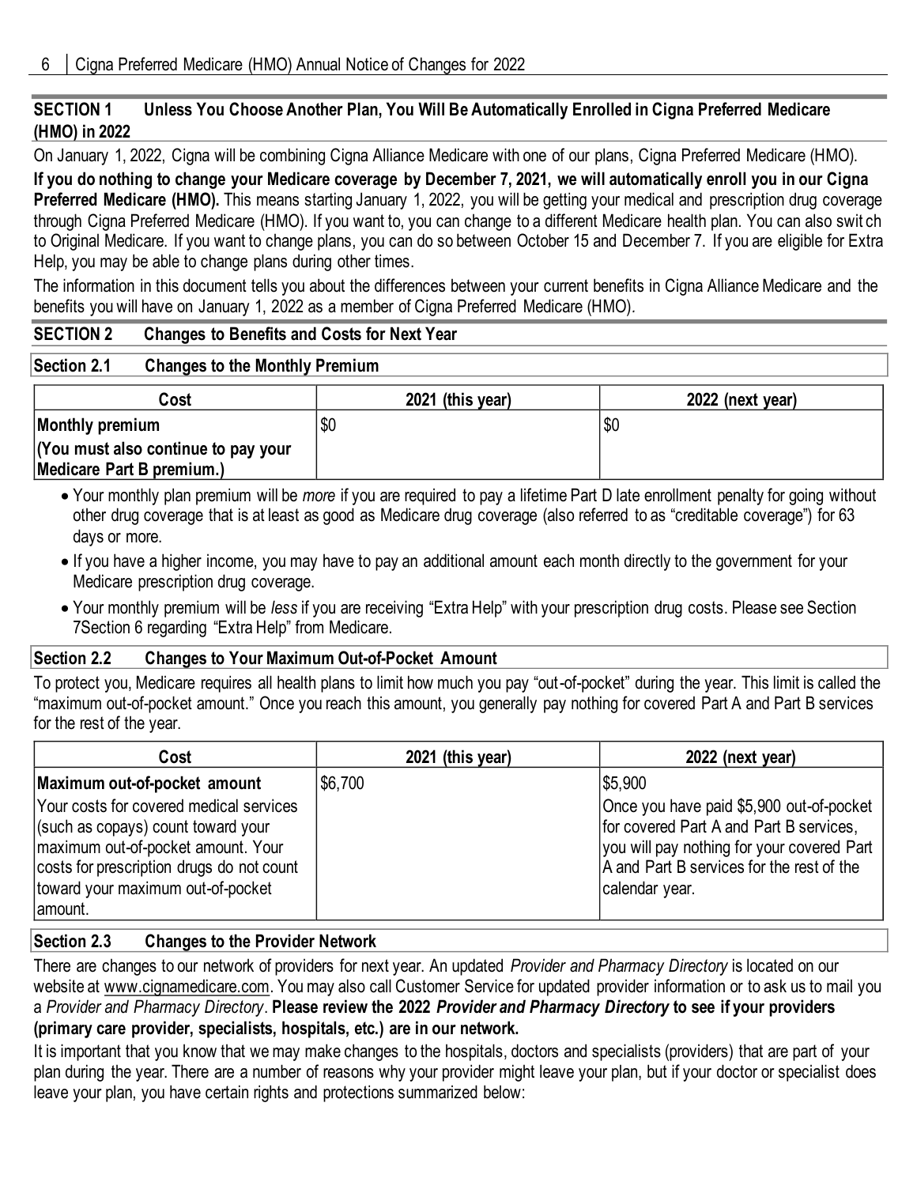## SECTION 1 Unless You Choose Another Plan, You Will Be Automatically Enrolled in Cigna Preferred Medicare (HMO) in 2022

On January 1, 2022, Cigna will be combining Cigna Alliance Medicare with one of our plans, Cigna Preferred Medicare (HMO).

**If you do nothing to change your Medicare coverage by December 7, 2021, we will automatically enroll you in our Cigna Preferred Medicare (HMO).** This means starting January 1, 2022, you will be getting your medical and prescription drug coverage through Cigna Preferred Medicare (HMO). If you want to, you can change to a different Medicare health plan. You can also switch to Original Medicare. If you want to change plans, you can do so between October 15 and December 7. If you are eligible for Extra Help, you may be able to change plans during other times.

The information in this document tells you about the differences between your current benefits in Cigna Alliance Medicare and the benefits you will have on January 1, 2022 as a member of Cigna Preferred Medicare (HMO).

## SECTION 2 Changes to Benefits and Costs for Next Year

### Section 2.1 Changes to the Monthly Premium

| Cost | 2021 (this year) | 2022 (next year) |
|---|---|---|
| **Monthly premium**<br>**(You must also continue to pay your Medicare Part B premium.)** | $0 | $0 |

- Your monthly plan premium will be *more* if you are required to pay a lifetime Part D late enrollment penalty for going without other drug coverage that is at least as good as Medicare drug coverage (also referred to as "creditable coverage") for 63 days or more.
- If you have a higher income, you may have to pay an additional amount each month directly to the government for your Medicare prescription drug coverage.
- Your monthly premium will be *less* if you are receiving "Extra Help" with your prescription drug costs. Please see Section 7Section 6 regarding "Extra Help" from Medicare.

### Section 2.2 Changes to Your Maximum Out-of-Pocket Amount

To protect you, Medicare requires all health plans to limit how much you pay "out-of-pocket" during the year. This limit is called the "maximum out-of-pocket amount." Once you reach this amount, you generally pay nothing for covered Part A and Part B services for the rest of the year.

| Cost | 2021 (this year) | 2022 (next year) |
|---|---|---|
| **Maximum out-of-pocket amount**<br>Your costs for covered medical services (such as copays) count toward your maximum out-of-pocket amount. Your costs for prescription drugs do not count toward your maximum out-of-pocket amount. | $6,700 | $5,900<br>Once you have paid $5,900 out-of-pocket for covered Part A and Part B services, you will pay nothing for your covered Part A and Part B services for the rest of the calendar year. |

### Section 2.3 Changes to the Provider Network

There are changes to our network of providers for next year. An updated *Provider and Pharmacy Directory* is located on our website at www.cignamedicare.com. You may also call Customer Service for updated provider information or to ask us to mail you a *Provider and Pharmacy Directory*. **Please review the 2022 *Provider and Pharmacy Directory* to see if your providers (primary care provider, specialists, hospitals, etc.) are in our network.**

It is important that you know that we may make changes to the hospitals, doctors and specialists (providers) that are part of your plan during the year. There are a number of reasons why your provider might leave your plan, but if your doctor or specialist does leave your plan, you have certain rights and protections summarized below: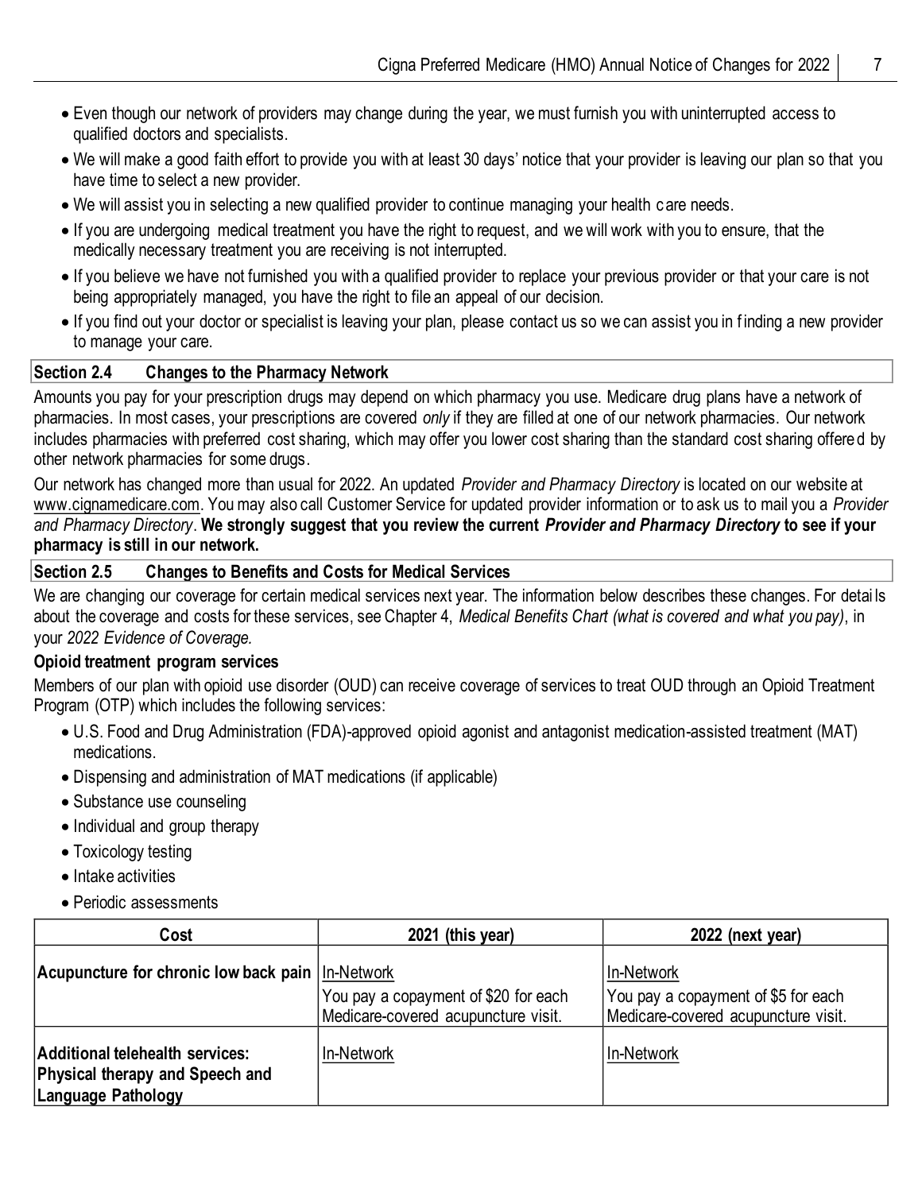- Even though our network of providers may change during the year, we must furnish you with uninterrupted access to qualified doctors and specialists.
- We will make a good faith effort to provide you with at least 30 days' notice that your provider is leaving our plan so that you have time to select a new provider.
- We will assist you in selecting a new qualified provider to continue managing your health care needs.
- If you are undergoing medical treatment you have the right to request, and we will work with you to ensure, that the medically necessary treatment you are receiving is not interrupted.
- If you believe we have not furnished you with a qualified provider to replace your previous provider or that your care is not being appropriately managed, you have the right to file an appeal of our decision.
- If you find out your doctor or specialist is leaving your plan, please contact us so we can assist you in finding a new provider to manage your care.

## Section 2.4 Changes to the Pharmacy Network

Amounts you pay for your prescription drugs may depend on which pharmacy you use. Medicare drug plans have a network of pharmacies. In most cases, your prescriptions are covered *only* if they are filled at one of our network pharmacies. Our network includes pharmacies with preferred cost sharing, which may offer you lower cost sharing than the standard cost sharing offered by other network pharmacies for some drugs.

Our network has changed more than usual for 2022. An updated *Provider and Pharmacy Directory* is located on our website at www.cignamedicare.com. You may also call Customer Service for updated provider information or to ask us to mail you a *Provider and Pharmacy Directory*. **We strongly suggest that you review the current *Provider and Pharmacy Directory* to see if your pharmacy is still in our network.**

## Section 2.5 Changes to Benefits and Costs for Medical Services

We are changing our coverage for certain medical services next year. The information below describes these changes. For details about the coverage and costs for these services, see Chapter 4, *Medical Benefits Chart (what is covered and what you pay)*, in your *2022 Evidence of Coverage.*

**Opioid treatment program services**

Members of our plan with opioid use disorder (OUD) can receive coverage of services to treat OUD through an Opioid Treatment Program (OTP) which includes the following services:

- U.S. Food and Drug Administration (FDA)-approved opioid agonist and antagonist medication-assisted treatment (MAT) medications.
- Dispensing and administration of MAT medications (if applicable)
- Substance use counseling
- Individual and group therapy
- Toxicology testing
- Intake activities
- Periodic assessments

| Cost | 2021 (this year) | 2022 (next year) |
|---|---|---|
| **Acupuncture for chronic low back pain** | In-Network<br>You pay a copayment of $20 for each Medicare-covered acupuncture visit. | In-Network<br>You pay a copayment of $5 for each Medicare-covered acupuncture visit. |
| **Additional telehealth services: Physical therapy and Speech and Language Pathology** | In-Network | In-Network |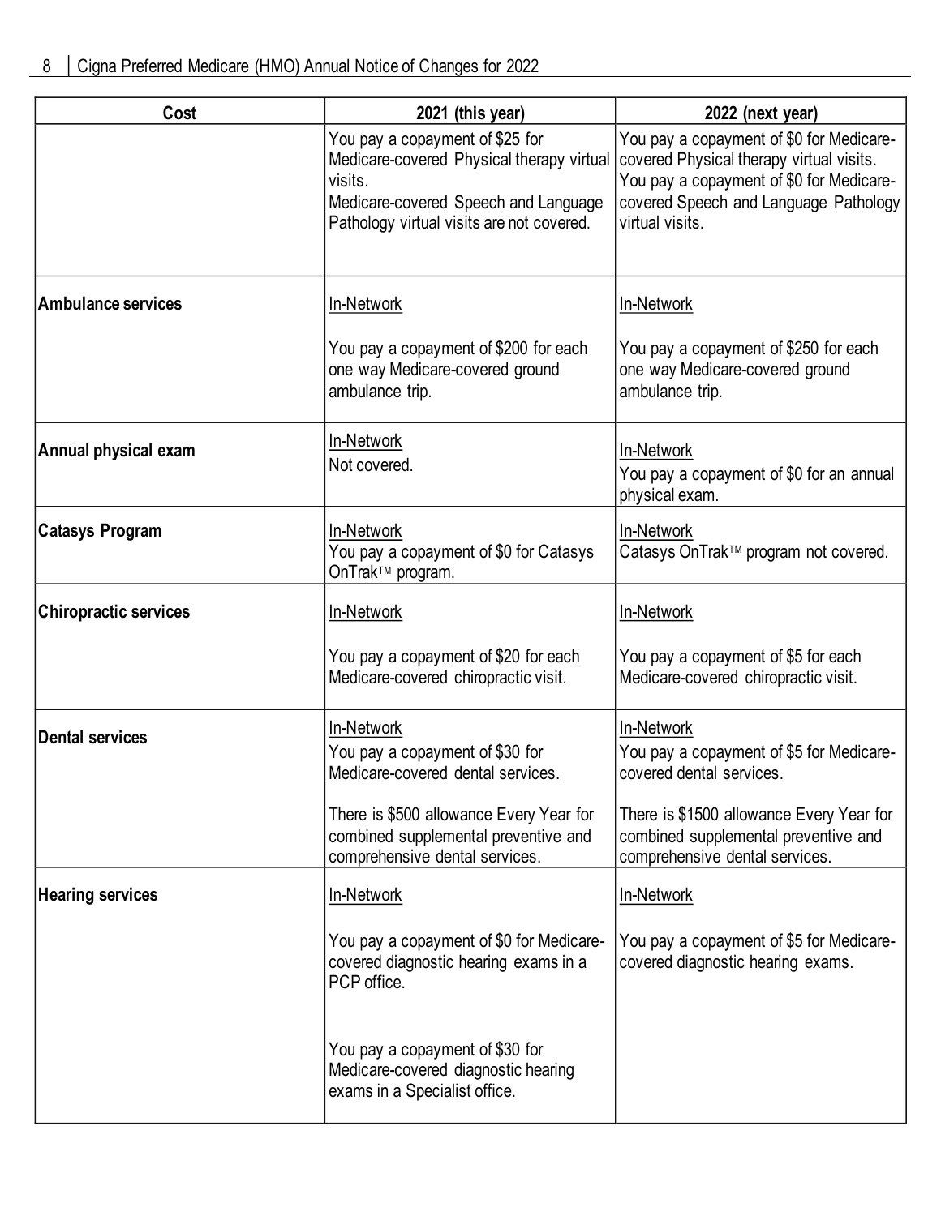| Cost | 2021 (this year) | 2022 (next year) |
|---|---|---|
| | You pay a copayment of $25 for Medicare-covered Physical therapy virtual visits.<br>Medicare-covered Speech and Language Pathology virtual visits are not covered. | You pay a copayment of $0 for Medicare-covered Physical therapy virtual visits.<br>You pay a copayment of $0 for Medicare-covered Speech and Language Pathology virtual visits. |
| **Ambulance services** | In-Network<br><br>You pay a copayment of $200 for each one way Medicare-covered ground ambulance trip. | In-Network<br><br>You pay a copayment of $250 for each one way Medicare-covered ground ambulance trip. |
| **Annual physical exam** | In-Network<br>Not covered. | In-Network<br>You pay a copayment of $0 for an annual physical exam. |
| **Catasys Program** | In-Network<br>You pay a copayment of $0 for Catasys OnTrak™ program. | In-Network<br>Catasys OnTrak™ program not covered. |
| **Chiropractic services** | In-Network<br><br>You pay a copayment of $20 for each Medicare-covered chiropractic visit. | In-Network<br><br>You pay a copayment of $5 for each Medicare-covered chiropractic visit. |
| **Dental services** | In-Network<br>You pay a copayment of $30 for Medicare-covered dental services.<br><br>There is $500 allowance Every Year for combined supplemental preventive and comprehensive dental services. | In-Network<br>You pay a copayment of $5 for Medicare-covered dental services.<br><br>There is $1500 allowance Every Year for combined supplemental preventive and comprehensive dental services. |
| **Hearing services** | In-Network<br><br>You pay a copayment of $0 for Medicare-covered diagnostic hearing exams in a PCP office.<br><br>You pay a copayment of $30 for Medicare-covered diagnostic hearing exams in a Specialist office. | In-Network<br><br>You pay a copayment of $5 for Medicare-covered diagnostic hearing exams. |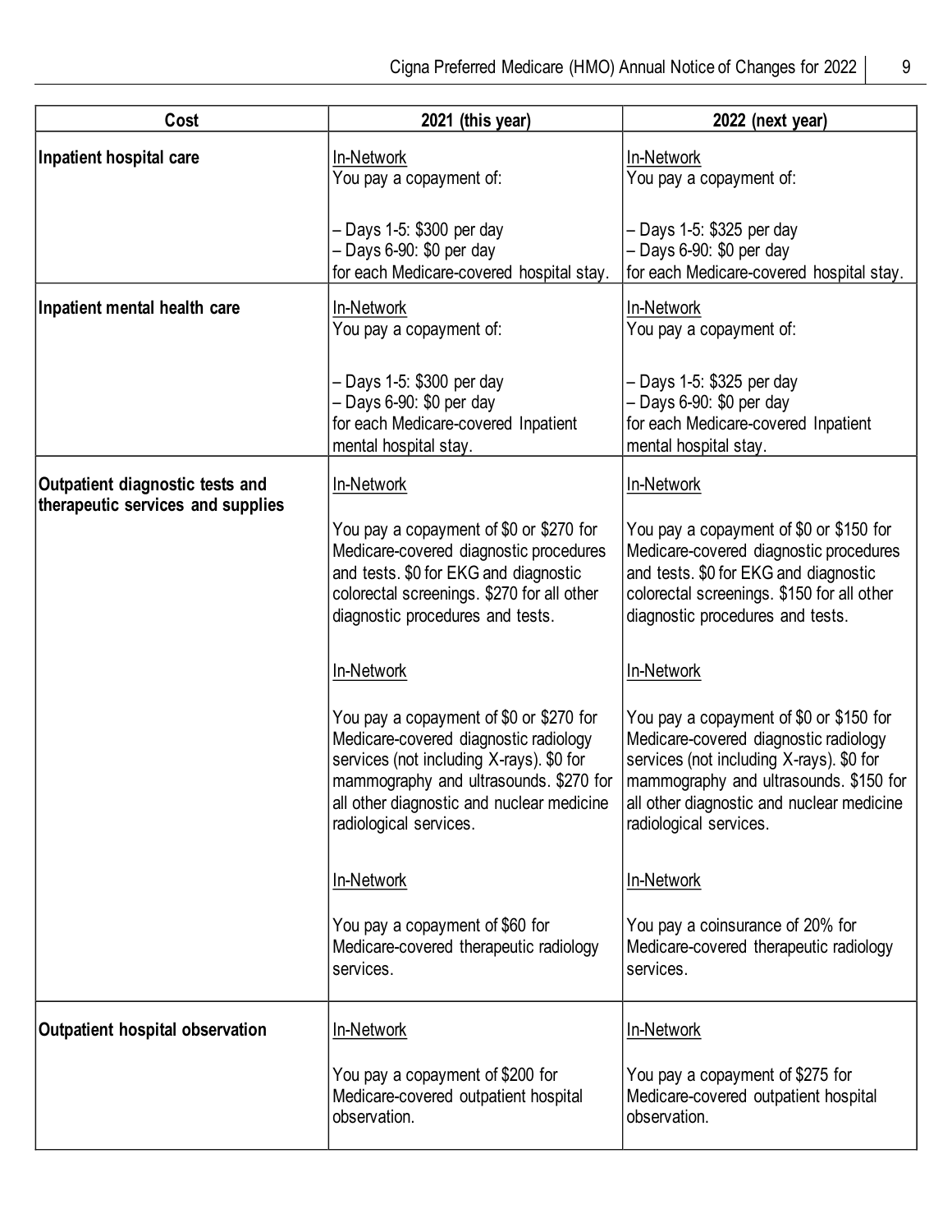| Cost | 2021 (this year) | 2022 (next year) |
|---|---|---|
| **Inpatient hospital care** | In-Network<br>You pay a copayment of:<br><br>– Days 1-5: $300 per day<br>– Days 6-90: $0 per day<br>for each Medicare-covered hospital stay. | In-Network<br>You pay a copayment of:<br><br>– Days 1-5: $325 per day<br>– Days 6-90: $0 per day<br>for each Medicare-covered hospital stay. |
| **Inpatient mental health care** | In-Network<br>You pay a copayment of:<br><br>– Days 1-5: $300 per day<br>– Days 6-90: $0 per day<br>for each Medicare-covered Inpatient mental hospital stay. | In-Network<br>You pay a copayment of:<br><br>– Days 1-5: $325 per day<br>– Days 6-90: $0 per day<br>for each Medicare-covered Inpatient mental hospital stay. |
| **Outpatient diagnostic tests and therapeutic services and supplies** | In-Network<br><br>You pay a copayment of $0 or $270 for Medicare-covered diagnostic procedures and tests. $0 for EKG and diagnostic colorectal screenings. $270 for all other diagnostic procedures and tests.<br><br>In-Network<br><br>You pay a copayment of $0 or $270 for Medicare-covered diagnostic radiology services (not including X-rays). $0 for mammography and ultrasounds. $270 for all other diagnostic and nuclear medicine radiological services.<br><br>In-Network<br><br>You pay a copayment of $60 for Medicare-covered therapeutic radiology services. | In-Network<br><br>You pay a copayment of $0 or $150 for Medicare-covered diagnostic procedures and tests. $0 for EKG and diagnostic colorectal screenings. $150 for all other diagnostic procedures and tests.<br><br>In-Network<br><br>You pay a copayment of $0 or $150 for Medicare-covered diagnostic radiology services (not including X-rays). $0 for mammography and ultrasounds. $150 for all other diagnostic and nuclear medicine radiological services.<br><br>In-Network<br><br>You pay a coinsurance of 20% for Medicare-covered therapeutic radiology services. |
| **Outpatient hospital observation** | In-Network<br><br>You pay a copayment of $200 for Medicare-covered outpatient hospital observation. | In-Network<br><br>You pay a copayment of $275 for Medicare-covered outpatient hospital observation. |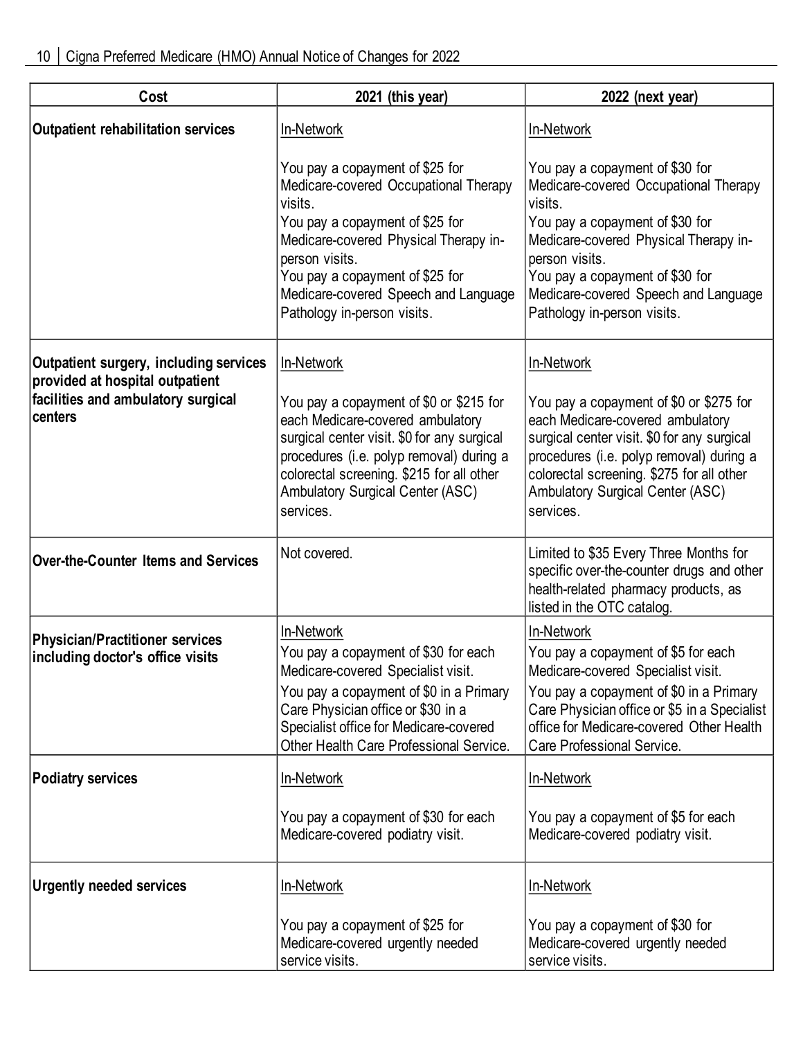| Cost | 2021 (this year) | 2022 (next year) |
|---|---|---|
| **Outpatient rehabilitation services** | In-Network<br><br>You pay a copayment of $25 for Medicare-covered Occupational Therapy visits.<br>You pay a copayment of $25 for Medicare-covered Physical Therapy in-person visits.<br>You pay a copayment of $25 for Medicare-covered Speech and Language Pathology in-person visits. | In-Network<br><br>You pay a copayment of $30 for Medicare-covered Occupational Therapy visits.<br>You pay a copayment of $30 for Medicare-covered Physical Therapy in-person visits.<br>You pay a copayment of $30 for Medicare-covered Speech and Language Pathology in-person visits. |
| **Outpatient surgery, including services provided at hospital outpatient facilities and ambulatory surgical centers** | In-Network<br><br>You pay a copayment of $0 or $215 for each Medicare-covered ambulatory surgical center visit. $0 for any surgical procedures (i.e. polyp removal) during a colorectal screening. $215 for all other Ambulatory Surgical Center (ASC) services. | In-Network<br><br>You pay a copayment of $0 or $275 for each Medicare-covered ambulatory surgical center visit. $0 for any surgical procedures (i.e. polyp removal) during a colorectal screening. $275 for all other Ambulatory Surgical Center (ASC) services. |
| **Over-the-Counter Items and Services** | Not covered. | Limited to $35 Every Three Months for specific over-the-counter drugs and other health-related pharmacy products, as listed in the OTC catalog. |
| **Physician/Practitioner services including doctor's office visits** | In-Network<br>You pay a copayment of $30 for each Medicare-covered Specialist visit.<br>You pay a copayment of $0 in a Primary Care Physician office or $30 in a Specialist office for Medicare-covered Other Health Care Professional Service. | In-Network<br>You pay a copayment of $5 for each Medicare-covered Specialist visit.<br>You pay a copayment of $0 in a Primary Care Physician office or $5 in a Specialist office for Medicare-covered Other Health Care Professional Service. |
| **Podiatry services** | In-Network<br><br>You pay a copayment of $30 for each Medicare-covered podiatry visit. | In-Network<br><br>You pay a copayment of $5 for each Medicare-covered podiatry visit. |
| **Urgently needed services** | In-Network<br><br>You pay a copayment of $25 for Medicare-covered urgently needed service visits. | In-Network<br><br>You pay a copayment of $30 for Medicare-covered urgently needed service visits. |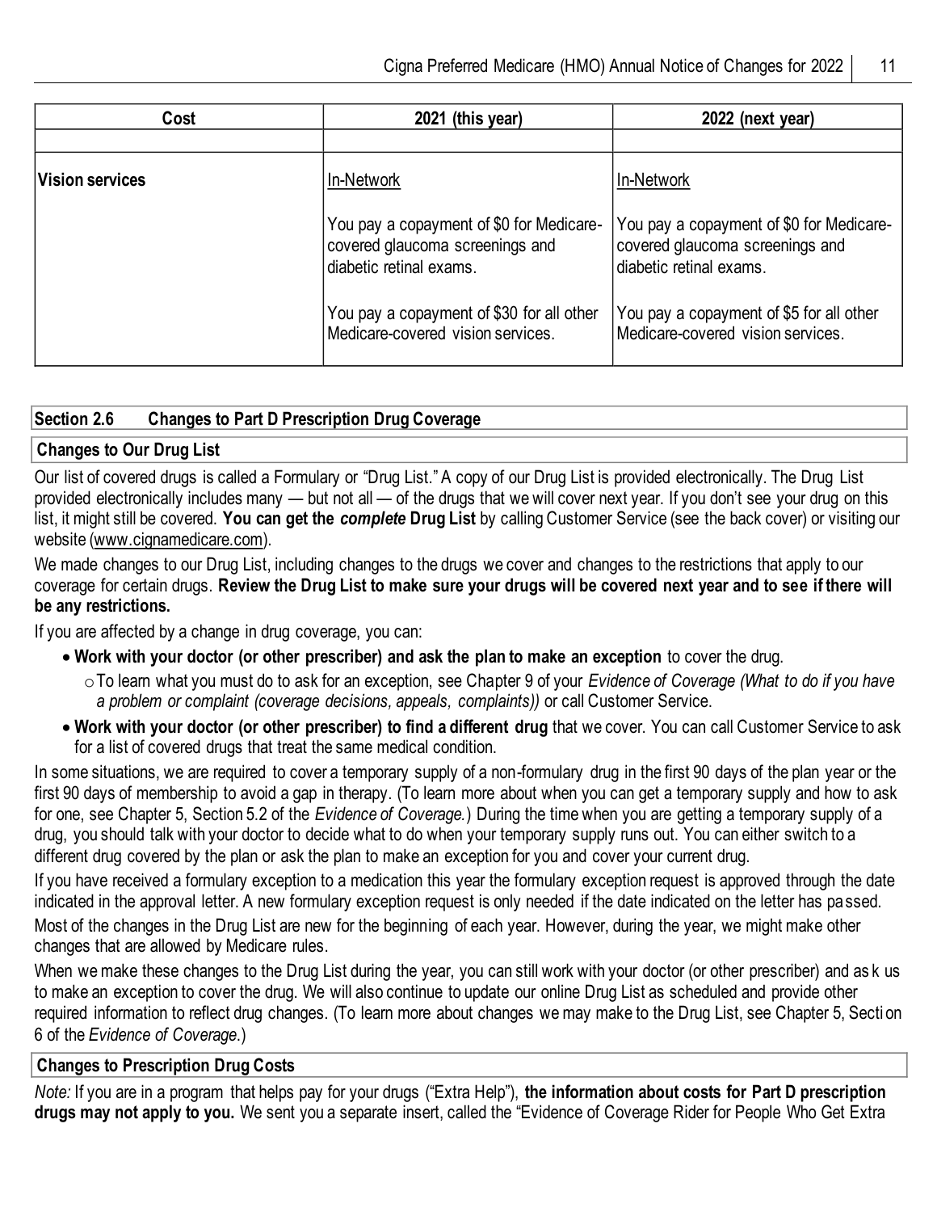| Cost | 2021 (this year) | 2022 (next year) |
|---|---|---|
| | | |
| **Vision services** | In-Network<br><br>You pay a copayment of $0 for Medicare-covered glaucoma screenings and diabetic retinal exams.<br><br>You pay a copayment of $30 for all other Medicare-covered vision services. | In-Network<br><br>You pay a copayment of $0 for Medicare-covered glaucoma screenings and diabetic retinal exams.<br><br>You pay a copayment of $5 for all other Medicare-covered vision services. |

## Section 2.6 Changes to Part D Prescription Drug Coverage

### Changes to Our Drug List

Our list of covered drugs is called a Formulary or "Drug List." A copy of our Drug List is provided electronically. The Drug List provided electronically includes many — but not all — of the drugs that we will cover next year. If you don't see your drug on this list, it might still be covered. **You can get the *complete* Drug List** by calling Customer Service (see the back cover) or visiting our website (www.cignamedicare.com).

We made changes to our Drug List, including changes to the drugs we cover and changes to the restrictions that apply to our coverage for certain drugs. **Review the Drug List to make sure your drugs will be covered next year and to see if there will be any restrictions.**

If you are affected by a change in drug coverage, you can:

- **Work with your doctor (or other prescriber) and ask the plan to make an exception** to cover the drug.
  - To learn what you must do to ask for an exception, see Chapter 9 of your *Evidence of Coverage (What to do if you have a problem or complaint (coverage decisions, appeals, complaints))* or call Customer Service.
- **Work with your doctor (or other prescriber) to find a different drug** that we cover. You can call Customer Service to ask for a list of covered drugs that treat the same medical condition.

In some situations, we are required to cover a temporary supply of a non-formulary drug in the first 90 days of the plan year or the first 90 days of membership to avoid a gap in therapy. (To learn more about when you can get a temporary supply and how to ask for one, see Chapter 5, Section 5.2 of the *Evidence of Coverage.*) During the time when you are getting a temporary supply of a drug, you should talk with your doctor to decide what to do when your temporary supply runs out. You can either switch to a different drug covered by the plan or ask the plan to make an exception for you and cover your current drug.

If you have received a formulary exception to a medication this year the formulary exception request is approved through the date indicated in the approval letter. A new formulary exception request is only needed if the date indicated on the letter has passed.

Most of the changes in the Drug List are new for the beginning of each year. However, during the year, we might make other changes that are allowed by Medicare rules.

When we make these changes to the Drug List during the year, you can still work with your doctor (or other prescriber) and ask us to make an exception to cover the drug. We will also continue to update our online Drug List as scheduled and provide other required information to reflect drug changes. (To learn more about changes we may make to the Drug List, see Chapter 5, Section 6 of the *Evidence of Coverage.*)

### Changes to Prescription Drug Costs

*Note:* If you are in a program that helps pay for your drugs ("Extra Help"), **the information about costs for Part D prescription drugs may not apply to you.** We sent you a separate insert, called the "Evidence of Coverage Rider for People Who Get Extra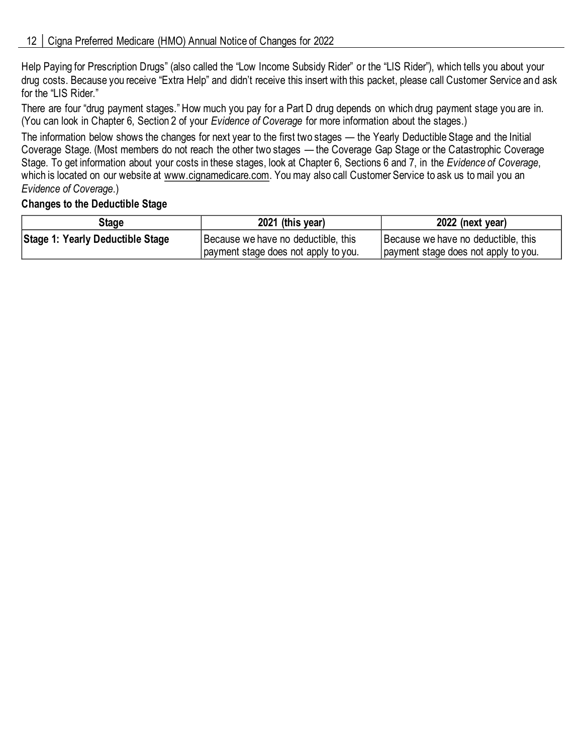Help Paying for Prescription Drugs" (also called the "Low Income Subsidy Rider" or the "LIS Rider"), which tells you about your drug costs. Because you receive "Extra Help" and didn't receive this insert with this packet, please call Customer Service and ask for the "LIS Rider."

There are four "drug payment stages." How much you pay for a Part D drug depends on which drug payment stage you are in. (You can look in Chapter 6, Section 2 of your *Evidence of Coverage* for more information about the stages.)

The information below shows the changes for next year to the first two stages — the Yearly Deductible Stage and the Initial Coverage Stage. (Most members do not reach the other two stages — the Coverage Gap Stage or the Catastrophic Coverage Stage. To get information about your costs in these stages, look at Chapter 6, Sections 6 and 7, in the *Evidence of Coverage*, which is located on our website at www.cignamedicare.com. You may also call Customer Service to ask us to mail you an *Evidence of Coverage*.)

**Changes to the Deductible Stage**

| Stage | 2021 (this year) | 2022 (next year) |
|---|---|---|
| **Stage 1: Yearly Deductible Stage** | Because we have no deductible, this payment stage does not apply to you. | Because we have no deductible, this payment stage does not apply to you. |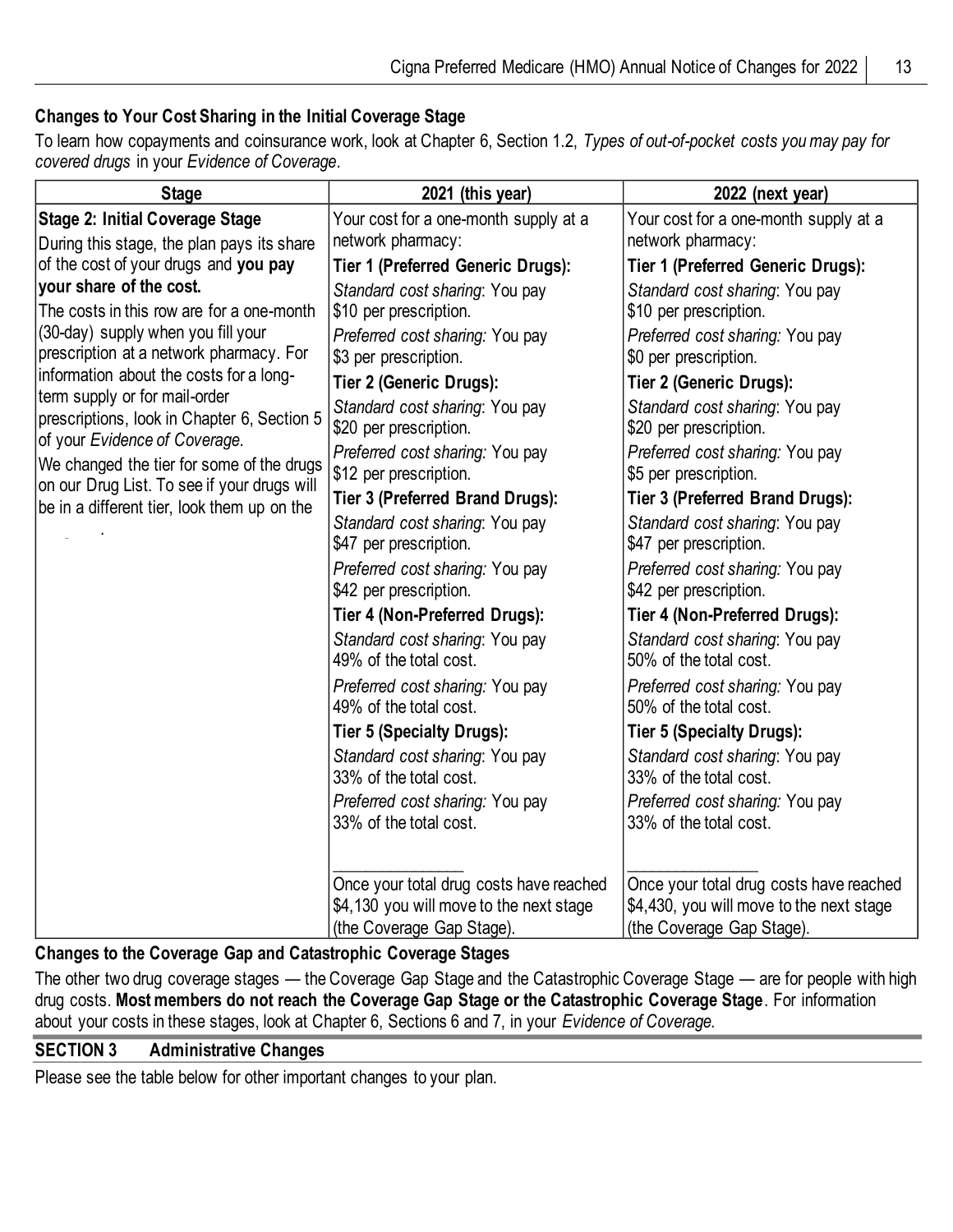**Changes to Your Cost Sharing in the Initial Coverage Stage**

To learn how copayments and coinsurance work, look at Chapter 6, Section 1.2, *Types of out-of-pocket costs you may pay for covered drugs* in your *Evidence of Coverage*.

| Stage | 2021 (this year) | 2022 (next year) |
|---|---|---|
| **Stage 2: Initial Coverage Stage**<br>During this stage, the plan pays its share of the cost of your drugs and **you pay your share of the cost.**<br>The costs in this row are for a one-month (30-day) supply when you fill your prescription at a network pharmacy. For information about the costs for a long-term supply or for mail-order prescriptions, look in Chapter 6, Section 5 of your *Evidence of Coverage*.<br>We changed the tier for some of the drugs on our Drug List. To see if your drugs will be in a different tier, look them up on the | Your cost for a one-month supply at a network pharmacy:<br>**Tier 1 (Preferred Generic Drugs):**<br>*Standard cost sharing*: You pay $10 per prescription.<br>*Preferred cost sharing:* You pay $3 per prescription.<br>**Tier 2 (Generic Drugs):**<br>*Standard cost sharing*: You pay $20 per prescription.<br>*Preferred cost sharing:* You pay $12 per prescription.<br>**Tier 3 (Preferred Brand Drugs):**<br>*Standard cost sharing*: You pay $47 per prescription.<br>*Preferred cost sharing:* You pay $42 per prescription.<br>**Tier 4 (Non-Preferred Drugs):**<br>*Standard cost sharing*: You pay 49% of the total cost.<br>*Preferred cost sharing:* You pay 49% of the total cost.<br>**Tier 5 (Specialty Drugs):**<br>*Standard cost sharing*: You pay 33% of the total cost.<br>*Preferred cost sharing:* You pay 33% of the total cost.<br>\_\_\_\_\_\_\_\_\_\_\_\_\_\_\_<br>Once your total drug costs have reached $4,130 you will move to the next stage (the Coverage Gap Stage). | Your cost for a one-month supply at a network pharmacy:<br>**Tier 1 (Preferred Generic Drugs):**<br>*Standard cost sharing*: You pay $10 per prescription.<br>*Preferred cost sharing:* You pay $0 per prescription.<br>**Tier 2 (Generic Drugs):**<br>*Standard cost sharing*: You pay $20 per prescription.<br>*Preferred cost sharing:* You pay $5 per prescription.<br>**Tier 3 (Preferred Brand Drugs):**<br>*Standard cost sharing*: You pay $47 per prescription.<br>*Preferred cost sharing:* You pay $42 per prescription.<br>**Tier 4 (Non-Preferred Drugs):**<br>*Standard cost sharing*: You pay 50% of the total cost.<br>*Preferred cost sharing:* You pay 50% of the total cost.<br>**Tier 5 (Specialty Drugs):**<br>*Standard cost sharing*: You pay 33% of the total cost.<br>*Preferred cost sharing:* You pay 33% of the total cost.<br>\_\_\_\_\_\_\_\_\_\_\_\_\_\_\_<br>Once your total drug costs have reached $4,430, you will move to the next stage (the Coverage Gap Stage). |

**Changes to the Coverage Gap and Catastrophic Coverage Stages**

The other two drug coverage stages — the Coverage Gap Stage and the Catastrophic Coverage Stage — are for people with high drug costs. **Most members do not reach the Coverage Gap Stage or the Catastrophic Coverage Stage**. For information about your costs in these stages, look at Chapter 6, Sections 6 and 7, in your *Evidence of Coverage*.

## SECTION 3 Administrative Changes

Please see the table below for other important changes to your plan.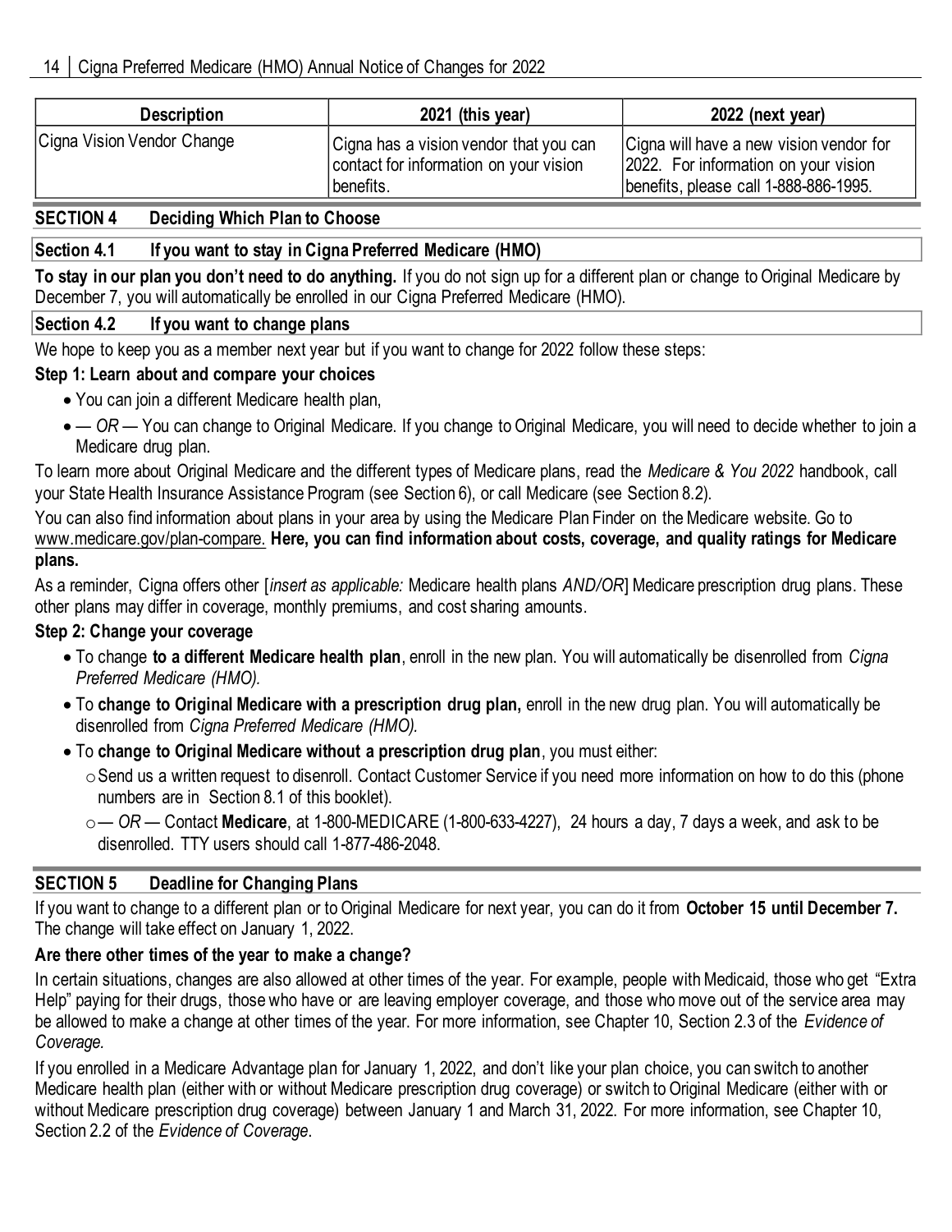| Description | 2021 (this year) | 2022 (next year) |
| --- | --- | --- |
| Cigna Vision Vendor Change | Cigna has a vision vendor that you can contact for information on your vision benefits. | Cigna will have a new vision vendor for 2022. For information on your vision benefits, please call 1-888-886-1995. |

## SECTION 4 Deciding Which Plan to Choose

### Section 4.1 If you want to stay in Cigna Preferred Medicare (HMO)

**To stay in our plan you don't need to do anything.** If you do not sign up for a different plan or change to Original Medicare by December 7, you will automatically be enrolled in our Cigna Preferred Medicare (HMO).

### Section 4.2 If you want to change plans

We hope to keep you as a member next year but if you want to change for 2022 follow these steps:

**Step 1: Learn about and compare your choices**

- You can join a different Medicare health plan,
- — *OR* — You can change to Original Medicare. If you change to Original Medicare, you will need to decide whether to join a Medicare drug plan.

To learn more about Original Medicare and the different types of Medicare plans, read the *Medicare & You 2022* handbook, call your State Health Insurance Assistance Program (see Section 6), or call Medicare (see Section 8.2).

You can also find information about plans in your area by using the Medicare Plan Finder on the Medicare website. Go to www.medicare.gov/plan-compare. **Here, you can find information about costs, coverage, and quality ratings for Medicare plans.**

As a reminder, Cigna offers other [*insert as applicable:* Medicare health plans *AND/OR*] Medicare prescription drug plans. These other plans may differ in coverage, monthly premiums, and cost sharing amounts.

**Step 2: Change your coverage**

- To change **to a different Medicare health plan**, enroll in the new plan. You will automatically be disenrolled from *Cigna Preferred Medicare (HMO).*
- To **change to Original Medicare with a prescription drug plan,** enroll in the new drug plan. You will automatically be disenrolled from *Cigna Preferred Medicare (HMO).*
- To **change to Original Medicare without a prescription drug plan**, you must either:
  - Send us a written request to disenroll. Contact Customer Service if you need more information on how to do this (phone numbers are in Section 8.1 of this booklet).
  - — *OR* — Contact **Medicare**, at 1-800-MEDICARE (1-800-633-4227), 24 hours a day, 7 days a week, and ask to be disenrolled. TTY users should call 1-877-486-2048.

## SECTION 5 Deadline for Changing Plans

If you want to change to a different plan or to Original Medicare for next year, you can do it from **October 15 until December 7.** The change will take effect on January 1, 2022.

**Are there other times of the year to make a change?**

In certain situations, changes are also allowed at other times of the year. For example, people with Medicaid, those who get "Extra Help" paying for their drugs, those who have or are leaving employer coverage, and those who move out of the service area may be allowed to make a change at other times of the year. For more information, see Chapter 10, Section 2.3 of the *Evidence of Coverage.*

If you enrolled in a Medicare Advantage plan for January 1, 2022, and don't like your plan choice, you can switch to another Medicare health plan (either with or without Medicare prescription drug coverage) or switch to Original Medicare (either with or without Medicare prescription drug coverage) between January 1 and March 31, 2022. For more information, see Chapter 10, Section 2.2 of the *Evidence of Coverage*.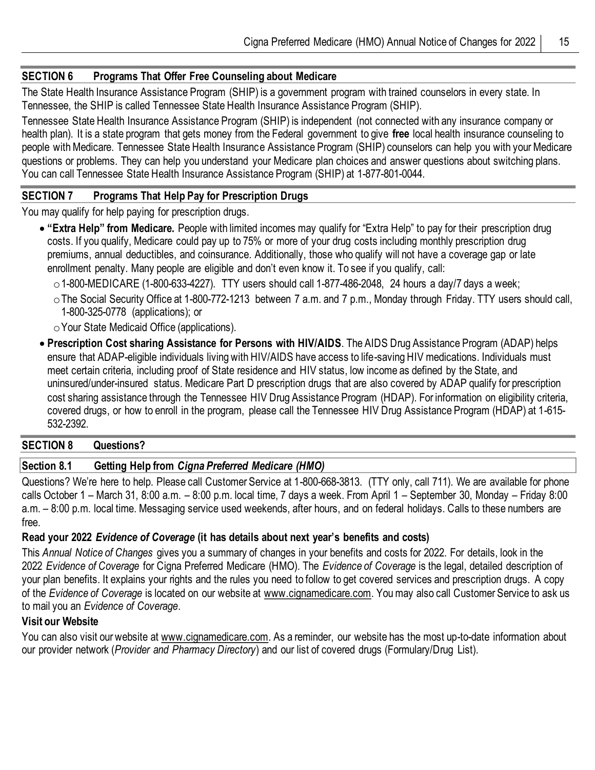## SECTION 6 Programs That Offer Free Counseling about Medicare

The State Health Insurance Assistance Program (SHIP) is a government program with trained counselors in every state. In Tennessee, the SHIP is called Tennessee State Health Insurance Assistance Program (SHIP).

Tennessee State Health Insurance Assistance Program (SHIP) is independent (not connected with any insurance company or health plan). It is a state program that gets money from the Federal government to give **free** local health insurance counseling to people with Medicare. Tennessee State Health Insurance Assistance Program (SHIP) counselors can help you with your Medicare questions or problems. They can help you understand your Medicare plan choices and answer questions about switching plans. You can call Tennessee State Health Insurance Assistance Program (SHIP) at 1-877-801-0044.

## SECTION 7 Programs That Help Pay for Prescription Drugs

You may qualify for help paying for prescription drugs.

- **"Extra Help" from Medicare.** People with limited incomes may qualify for "Extra Help" to pay for their prescription drug costs. If you qualify, Medicare could pay up to 75% or more of your drug costs including monthly prescription drug premiums, annual deductibles, and coinsurance. Additionally, those who qualify will not have a coverage gap or late enrollment penalty. Many people are eligible and don't even know it. To see if you qualify, call:
  - 1-800-MEDICARE (1-800-633-4227). TTY users should call 1-877-486-2048, 24 hours a day/7 days a week;
  - The Social Security Office at 1-800-772-1213 between 7 a.m. and 7 p.m., Monday through Friday. TTY users should call, 1-800-325-0778 (applications); or
  - Your State Medicaid Office (applications).
- **Prescription Cost sharing Assistance for Persons with HIV/AIDS**. The AIDS Drug Assistance Program (ADAP) helps ensure that ADAP-eligible individuals living with HIV/AIDS have access to life-saving HIV medications. Individuals must meet certain criteria, including proof of State residence and HIV status, low income as defined by the State, and uninsured/under-insured status. Medicare Part D prescription drugs that are also covered by ADAP qualify for prescription cost sharing assistance through the Tennessee HIV Drug Assistance Program (HDAP). For information on eligibility criteria, covered drugs, or how to enroll in the program, please call the Tennessee HIV Drug Assistance Program (HDAP) at 1-615-532-2392.

## SECTION 8 Questions?

### Section 8.1 Getting Help from *Cigna Preferred Medicare (HMO)*

Questions? We're here to help. Please call Customer Service at 1-800-668-3813. (TTY only, call 711). We are available for phone calls October 1 – March 31, 8:00 a.m. – 8:00 p.m. local time, 7 days a week. From April 1 – September 30, Monday – Friday 8:00 a.m. – 8:00 p.m. local time. Messaging service used weekends, after hours, and on federal holidays. Calls to these numbers are free.

#### Read your 2022 *Evidence of Coverage* (it has details about next year's benefits and costs)

This *Annual Notice of Changes* gives you a summary of changes in your benefits and costs for 2022. For details, look in the 2022 *Evidence of Coverage* for Cigna Preferred Medicare (HMO). The *Evidence of Coverage* is the legal, detailed description of your plan benefits. It explains your rights and the rules you need to follow to get covered services and prescription drugs. A copy of the *Evidence of Coverage* is located on our website at www.cignamedicare.com. You may also call Customer Service to ask us to mail you an *Evidence of Coverage*.

#### Visit our Website

You can also visit our website at www.cignamedicare.com. As a reminder, our website has the most up-to-date information about our provider network (*Provider and Pharmacy Directory*) and our list of covered drugs (Formulary/Drug List).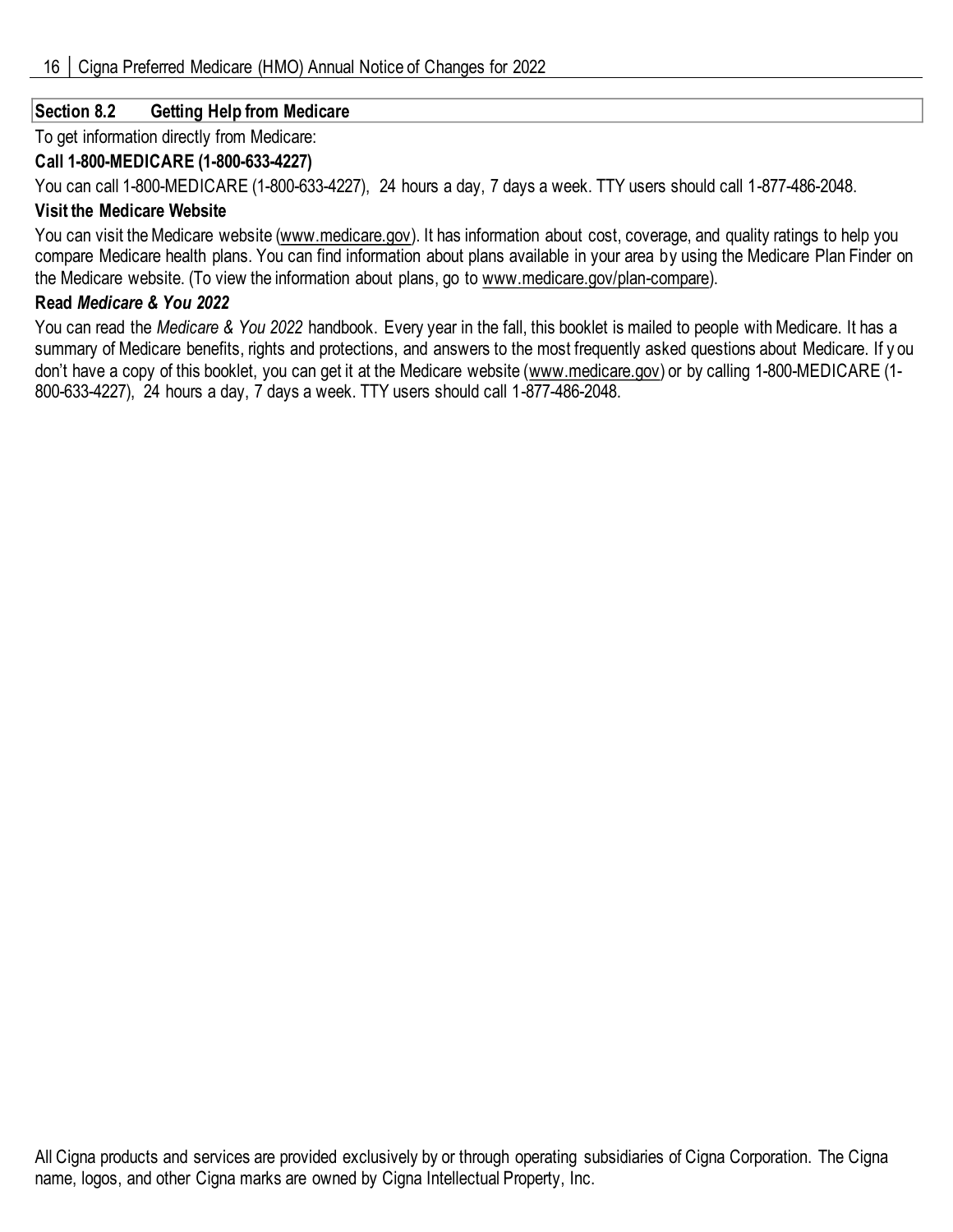## Section 8.2 Getting Help from Medicare

To get information directly from Medicare:

**Call 1-800-MEDICARE (1-800-633-4227)**

You can call 1-800-MEDICARE (1-800-633-4227), 24 hours a day, 7 days a week. TTY users should call 1-877-486-2048.

**Visit the Medicare Website**

You can visit the Medicare website (www.medicare.gov). It has information about cost, coverage, and quality ratings to help you compare Medicare health plans. You can find information about plans available in your area by using the Medicare Plan Finder on the Medicare website. (To view the information about plans, go to www.medicare.gov/plan-compare).

**Read *Medicare & You 2022***

You can read the *Medicare & You 2022* handbook. Every year in the fall, this booklet is mailed to people with Medicare. It has a summary of Medicare benefits, rights and protections, and answers to the most frequently asked questions about Medicare. If you don't have a copy of this booklet, you can get it at the Medicare website (www.medicare.gov) or by calling 1-800-MEDICARE (1-800-633-4227), 24 hours a day, 7 days a week. TTY users should call 1-877-486-2048.

All Cigna products and services are provided exclusively by or through operating subsidiaries of Cigna Corporation. The Cigna name, logos, and other Cigna marks are owned by Cigna Intellectual Property, Inc.